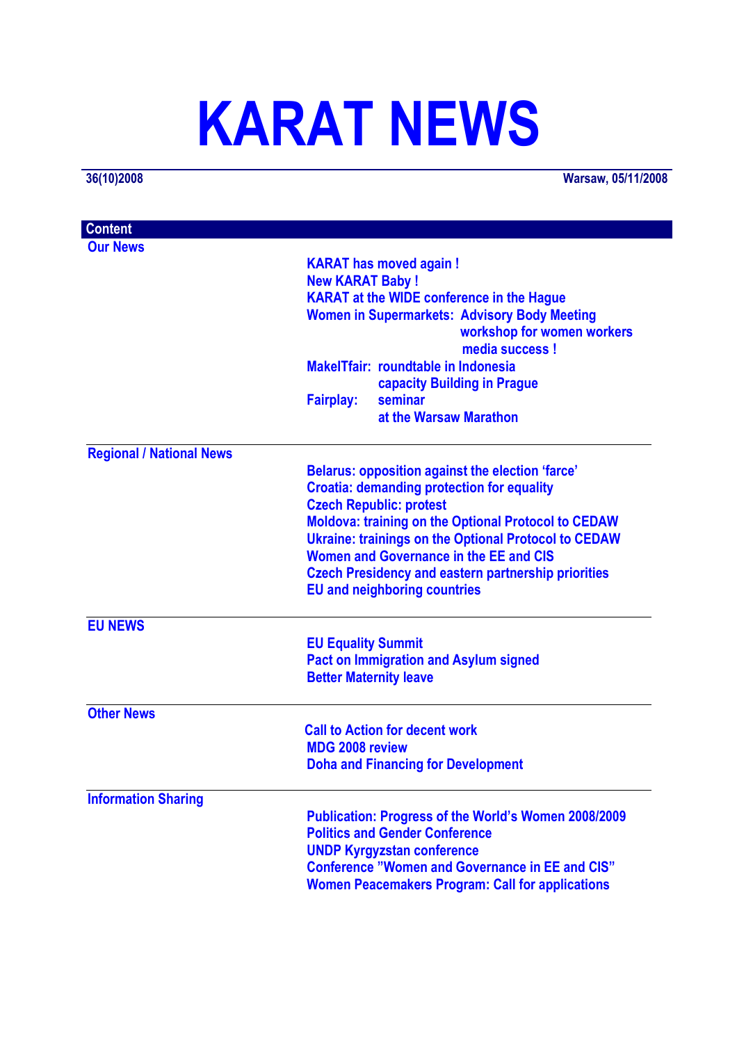# KARAT NEWS

36(10)2008 | Warsaw, 05/11/2008

## Content

### Our News

- KARAT has moved again !
- New KARAT Baby !
- KARAT at the WIDE conference in the Hague
- Women in Supermarkets: Advisory Body Meeting
  - workshop for women workers
  - media success !
- MakeITfair: roundtable in Indonesia
  - capacity Building in Prague
- Fairplay: seminar
  - at the Warsaw Marathon

### Regional / National News

- Belarus: opposition against the election 'farce'
- Croatia: demanding protection for equality
- Czech Republic: protest
- Moldova: training on the Optional Protocol to CEDAW
- Ukraine: trainings on the Optional Protocol to CEDAW
- Women and Governance in the EE and CIS
- Czech Presidency and eastern partnership priorities
- EU and neighboring countries

### EU NEWS

- EU Equality Summit
- Pact on Immigration and Asylum signed
- Better Maternity leave

### Other News

- Call to Action for decent work
- MDG 2008 review
- Doha and Financing for Development

### Information Sharing

- Publication: Progress of the World's Women 2008/2009
- Politics and Gender Conference
- UNDP Kyrgyzstan conference
- Conference "Women and Governance in EE and CIS"
- Women Peacemakers Program: Call for applications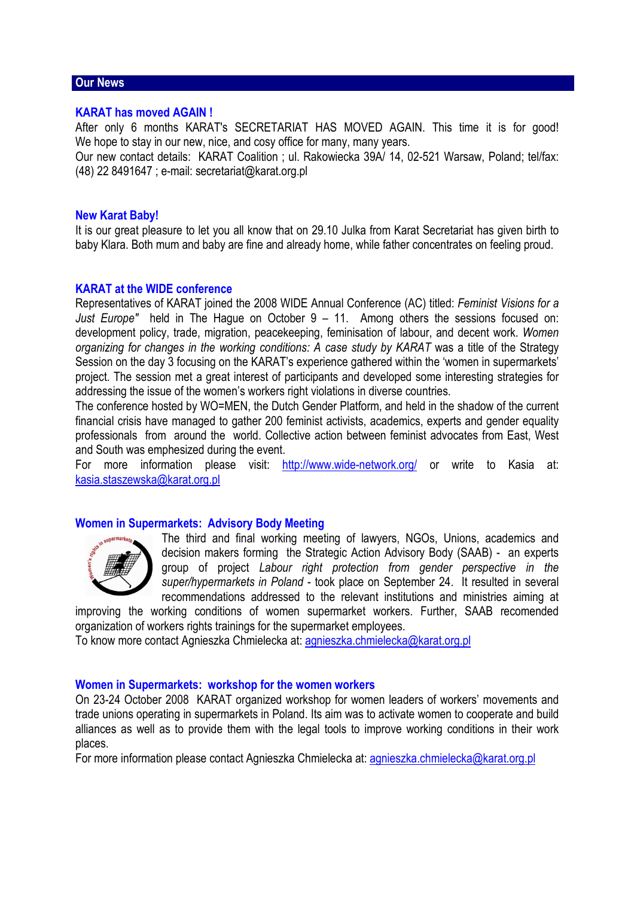## Our News

### KARAT has moved AGAIN !

After only 6 months KARAT's SECRETARIAT HAS MOVED AGAIN. This time it is for good! We hope to stay in our new, nice, and cosy office for many, many years.

Our new contact details: KARAT Coalition ; ul. Rakowiecka 39A/ 14, 02-521 Warsaw, Poland; tel/fax: (48) 22 8491647 ; e-mail: secretariat@karat.org.pl

### New Karat Baby!

It is our great pleasure to let you all know that on 29.10 Julka from Karat Secretariat has given birth to baby Klara. Both mum and baby are fine and already home, while father concentrates on feeling proud.

### KARAT at the WIDE conference

Representatives of KARAT joined the 2008 WIDE Annual Conference (AC) titled: *Feminist Visions for a Just Europe"* held in The Hague on October 9 – 11. Among others the sessions focused on: development policy, trade, migration, peacekeeping, feminisation of labour, and decent work. *Women organizing for changes in the working conditions: A case study by KARAT* was a title of the Strategy Session on the day 3 focusing on the KARAT's experience gathered within the 'women in supermarkets' project. The session met a great interest of participants and developed some interesting strategies for addressing the issue of the women's workers right violations in diverse countries.

The conference hosted by WO=MEN, the Dutch Gender Platform, and held in the shadow of the current financial crisis have managed to gather 200 feminist activists, academics, experts and gender equality professionals from around the world. Collective action between feminist advocates from East, West and South was emphasized during the event.

For more information please visit: http://www.wide-network.org/ or write to Kasia at: kasia.staszewska@karat.org.pl

### Women in Supermarkets: Advisory Body Meeting

The third and final working meeting of lawyers, NGOs, Unions, academics and decision makers forming the Strategic Action Advisory Body (SAAB) - an experts group of project *Labour right protection from gender perspective in the super/hypermarkets in Poland* - took place on September 24. It resulted in several recommendations addressed to the relevant institutions and ministries aiming at improving the working conditions of women supermarket workers. Further, SAAB recomended organization of workers rights trainings for the supermarket employees.

To know more contact Agnieszka Chmielecka at: agnieszka.chmielecka@karat.org.pl

### Women in Supermarkets: workshop for the women workers

On 23-24 October 2008 KARAT organized workshop for women leaders of workers' movements and trade unions operating in supermarkets in Poland. Its aim was to activate women to cooperate and build alliances as well as to provide them with the legal tools to improve working conditions in their work places.

For more information please contact Agnieszka Chmielecka at: agnieszka.chmielecka@karat.org.pl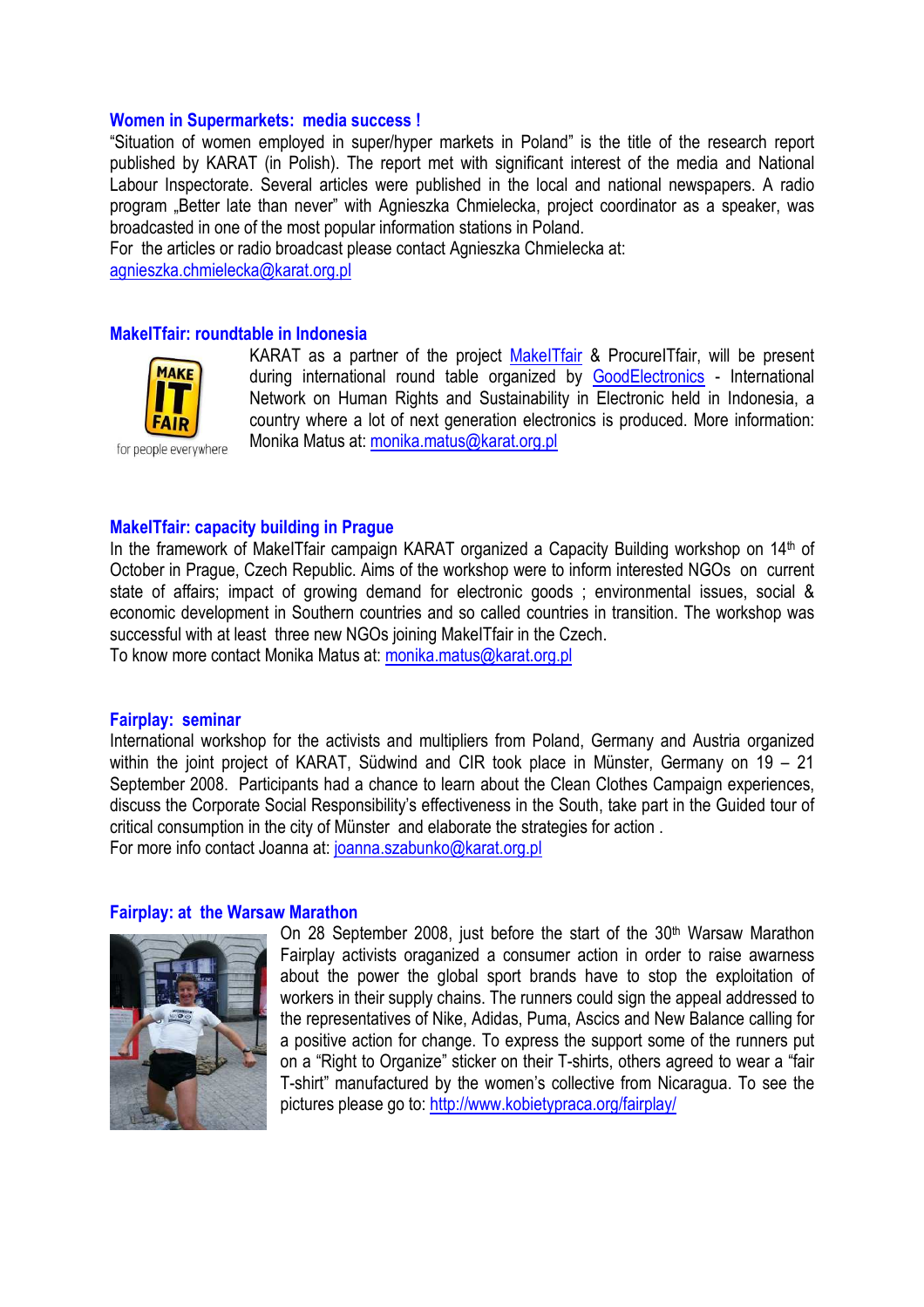### Women in Supermarkets: media success !

"Situation of women employed in super/hyper markets in Poland" is the title of the research report published by KARAT (in Polish). The report met with significant interest of the media and National Labour Inspectorate. Several articles were published in the local and national newspapers. A radio program „Better late than never" with Agnieszka Chmielecka, project coordinator as a speaker, was broadcasted in one of the most popular information stations in Poland.
For the articles or radio broadcast please contact Agnieszka Chmielecka at: agnieszka.chmielecka@karat.org.pl

### MakeITfair: roundtable in Indonesia

KARAT as a partner of the project MakeITfair & ProcureITfair, will be present during international round table organized by GoodElectronics - International Network on Human Rights and Sustainability in Electronic held in Indonesia, a country where a lot of next generation electronics is produced. More information: Monika Matus at: monika.matus@karat.org.pl

### MakeITfair: capacity building in Prague

In the framework of MakeITfair campaign KARAT organized a Capacity Building workshop on 14th of October in Prague, Czech Republic. Aims of the workshop were to inform interested NGOs on current state of affairs; impact of growing demand for electronic goods ; environmental issues, social & economic development in Southern countries and so called countries in transition. The workshop was successful with at least three new NGOs joining MakeITfair in the Czech.
To know more contact Monika Matus at: monika.matus@karat.org.pl

### Fairplay: seminar

International workshop for the activists and multipliers from Poland, Germany and Austria organized within the joint project of KARAT, Südwind and CIR took place in Münster, Germany on 19 – 21 September 2008. Participants had a chance to learn about the Clean Clothes Campaign experiences, discuss the Corporate Social Responsibility's effectiveness in the South, take part in the Guided tour of critical consumption in the city of Münster and elaborate the strategies for action .
For more info contact Joanna at: joanna.szabunko@karat.org.pl

### Fairplay: at the Warsaw Marathon

On 28 September 2008, just before the start of the 30th Warsaw Marathon Fairplay activists oraganized a consumer action in order to raise awarness about the power the global sport brands have to stop the exploitation of workers in their supply chains. The runners could sign the appeal addressed to the representatives of Nike, Adidas, Puma, Ascics and New Balance calling for a positive action for change. To express the support some of the runners put on a "Right to Organize" sticker on their T-shirts, others agreed to wear a "fair T-shirt" manufactured by the women's collective from Nicaragua. To see the pictures please go to: http://www.kobietypraca.org/fairplay/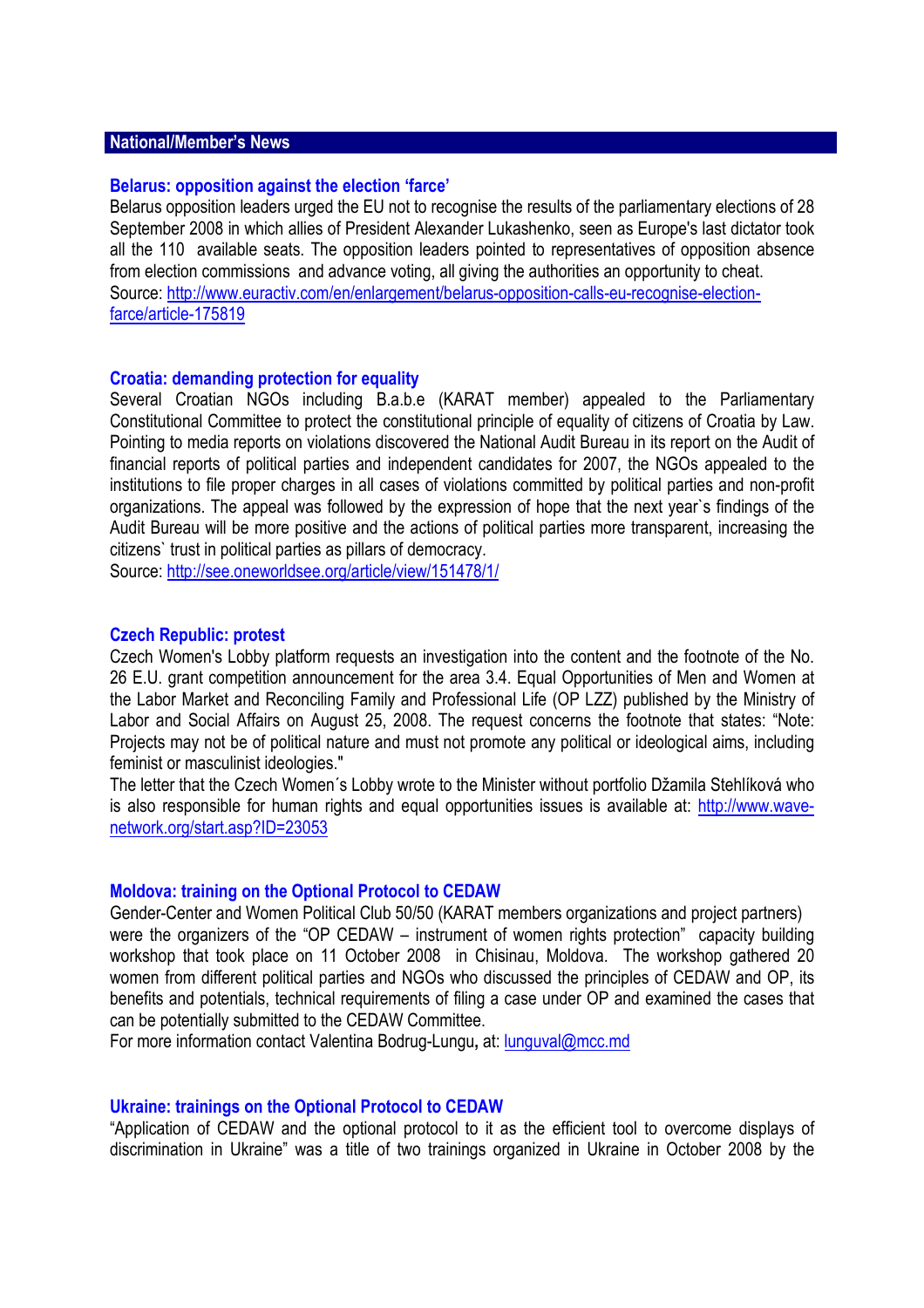## National/Member's News

### Belarus: opposition against the election 'farce'

Belarus opposition leaders urged the EU not to recognise the results of the parliamentary elections of 28 September 2008 in which allies of President Alexander Lukashenko, seen as Europe's last dictator took all the 110 available seats. The opposition leaders pointed to representatives of opposition absence from election commissions and advance voting, all giving the authorities an opportunity to cheat.
Source: [http://www.euractiv.com/en/enlargement/belarus-opposition-calls-eu-recognise-election-farce/article-175819](http://www.euractiv.com/en/enlargement/belarus-opposition-calls-eu-recognise-election-farce/article-175819)

### Croatia: demanding protection for equality

Several Croatian NGOs including B.a.b.e (KARAT member) appealed to the Parliamentary Constitutional Committee to protect the constitutional principle of equality of citizens of Croatia by Law. Pointing to media reports on violations discovered the National Audit Bureau in its report on the Audit of financial reports of political parties and independent candidates for 2007, the NGOs appealed to the institutions to file proper charges in all cases of violations committed by political parties and non-profit organizations. The appeal was followed by the expression of hope that the next year`s findings of the Audit Bureau will be more positive and the actions of political parties more transparent, increasing the citizens` trust in political parties as pillars of democracy.
Source: [http://see.oneworldsee.org/article/view/151478/1/](http://see.oneworldsee.org/article/view/151478/1/)

### Czech Republic: protest

Czech Women's Lobby platform requests an investigation into the content and the footnote of the No. 26 E.U. grant competition announcement for the area 3.4. Equal Opportunities of Men and Women at the Labor Market and Reconciling Family and Professional Life (OP LZZ) published by the Ministry of Labor and Social Affairs on August 25, 2008. The request concerns the footnote that states: "Note: Projects may not be of political nature and must not promote any political or ideological aims, including feminist or masculinist ideologies."
The letter that the Czech Women´s Lobby wrote to the Minister without portfolio Džamila Stehlíková who is also responsible for human rights and equal opportunities issues is available at: [http://www.wave-network.org/start.asp?ID=23053](http://www.wave-network.org/start.asp?ID=23053)

### Moldova: training on the Optional Protocol to CEDAW

Gender-Center and Women Political Club 50/50 (KARAT members organizations and project partners) were the organizers of the "OP CEDAW – instrument of women rights protection" capacity building workshop that took place on 11 October 2008 in Chisinau, Moldova. The workshop gathered 20 women from different political parties and NGOs who discussed the principles of CEDAW and OP, its benefits and potentials, technical requirements of filing a case under OP and examined the cases that can be potentially submitted to the CEDAW Committee.
For more information contact Valentina Bodrug-Lungu**,** at: [lunguval@mcc.md](mailto:lunguval@mcc.md)

### Ukraine: trainings on the Optional Protocol to CEDAW

"Application of CEDAW and the optional protocol to it as the efficient tool to overcome displays of discrimination in Ukraine" was a title of two trainings organized in Ukraine in October 2008 by the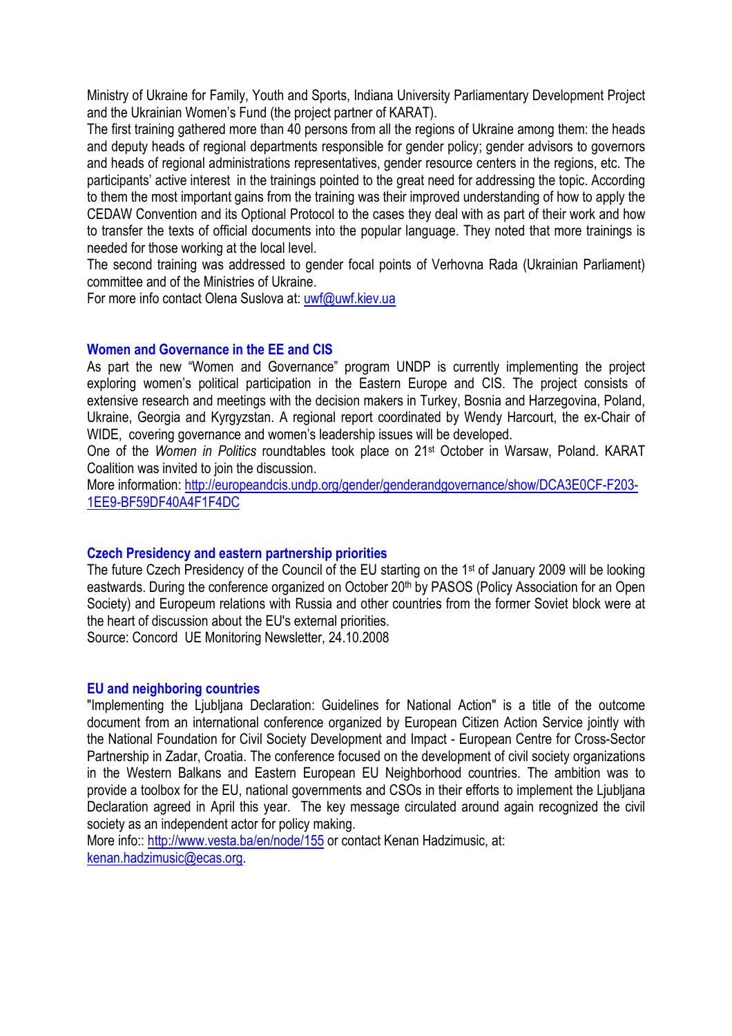Ministry of Ukraine for Family, Youth and Sports, Indiana University Parliamentary Development Project and the Ukrainian Women's Fund (the project partner of KARAT).

The first training gathered more than 40 persons from all the regions of Ukraine among them: the heads and deputy heads of regional departments responsible for gender policy; gender advisors to governors and heads of regional administrations representatives, gender resource centers in the regions, etc. The participants' active interest in the trainings pointed to the great need for addressing the topic. According to them the most important gains from the training was their improved understanding of how to apply the CEDAW Convention and its Optional Protocol to the cases they deal with as part of their work and how to transfer the texts of official documents into the popular language. They noted that more trainings is needed for those working at the local level.

The second training was addressed to gender focal points of Verhovna Rada (Ukrainian Parliament) committee and of the Ministries of Ukraine.

For more info contact Olena Suslova at: uwf@uwf.kiev.ua

## Women and Governance in the EE and CIS

As part the new "Women and Governance" program UNDP is currently implementing the project exploring women's political participation in the Eastern Europe and CIS. The project consists of extensive research and meetings with the decision makers in Turkey, Bosnia and Harzegovina, Poland, Ukraine, Georgia and Kyrgyzstan. A regional report coordinated by Wendy Harcourt, the ex-Chair of WIDE, covering governance and women's leadership issues will be developed.

One of the *Women in Politics* roundtables took place on 21st October in Warsaw, Poland. KARAT Coalition was invited to join the discussion.

More information: http://europeandcis.undp.org/gender/genderandgovernance/show/DCA3E0CF-F203-1EE9-BF59DF40A4F1F4DC

## Czech Presidency and eastern partnership priorities

The future Czech Presidency of the Council of the EU starting on the 1st of January 2009 will be looking eastwards. During the conference organized on October 20th by PASOS (Policy Association for an Open Society) and Europeum relations with Russia and other countries from the former Soviet block were at the heart of discussion about the EU's external priorities.

Source: Concord UE Monitoring Newsletter, 24.10.2008

## EU and neighboring countries

"Implementing the Ljubljana Declaration: Guidelines for National Action" is a title of the outcome document from an international conference organized by European Citizen Action Service jointly with the National Foundation for Civil Society Development and Impact - European Centre for Cross-Sector Partnership in Zadar, Croatia. The conference focused on the development of civil society organizations in the Western Balkans and Eastern European EU Neighborhood countries. The ambition was to provide a toolbox for the EU, national governments and CSOs in their efforts to implement the Ljubljana Declaration agreed in April this year. The key message circulated around again recognized the civil society as an independent actor for policy making.

More info:: http://www.vesta.ba/en/node/155 or contact Kenan Hadzimusic, at: kenan.hadzimusic@ecas.org.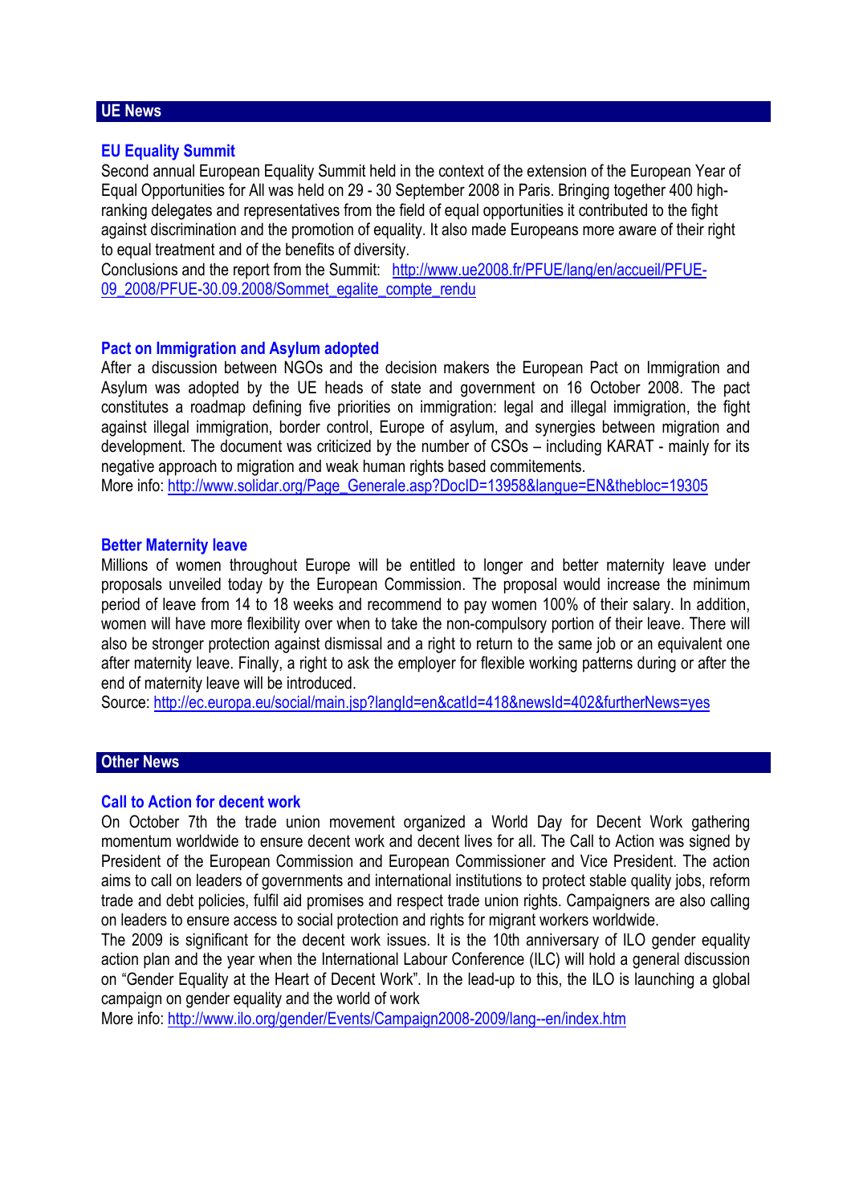## UE News

### EU Equality Summit

Second annual European Equality Summit held in the context of the extension of the European Year of Equal Opportunities for All was held on 29 - 30 September 2008 in Paris. Bringing together 400 high-ranking delegates and representatives from the field of equal opportunities it contributed to the fight against discrimination and the promotion of equality. It also made Europeans more aware of their right to equal treatment and of the benefits of diversity.

Conclusions and the report from the Summit: http://www.ue2008.fr/PFUE/lang/en/accueil/PFUE-09_2008/PFUE-30.09.2008/Sommet_egalite_compte_rendu

### Pact on Immigration and Asylum adopted

After a discussion between NGOs and the decision makers the European Pact on Immigration and Asylum was adopted by the UE heads of state and government on 16 October 2008. The pact constitutes a roadmap defining five priorities on immigration: legal and illegal immigration, the fight against illegal immigration, border control, Europe of asylum, and synergies between migration and development. The document was criticized by the number of CSOs – including KARAT - mainly for its negative approach to migration and weak human rights based commitements.

More info: http://www.solidar.org/Page_Generale.asp?DocID=13958&langue=EN&thebloc=19305

### Better Maternity leave

Millions of women throughout Europe will be entitled to longer and better maternity leave under proposals unveiled today by the European Commission. The proposal would increase the minimum period of leave from 14 to 18 weeks and recommend to pay women 100% of their salary. In addition, women will have more flexibility over when to take the non-compulsory portion of their leave. There will also be stronger protection against dismissal and a right to return to the same job or an equivalent one after maternity leave. Finally, a right to ask the employer for flexible working patterns during or after the end of maternity leave will be introduced.

Source: http://ec.europa.eu/social/main.jsp?langId=en&catId=418&newsId=402&furtherNews=yes

## Other News

### Call to Action for decent work

On October 7th the trade union movement organized a World Day for Decent Work gathering momentum worldwide to ensure decent work and decent lives for all. The Call to Action was signed by President of the European Commission and European Commissioner and Vice President. The action aims to call on leaders of governments and international institutions to protect stable quality jobs, reform trade and debt policies, fulfil aid promises and respect trade union rights. Campaigners are also calling on leaders to ensure access to social protection and rights for migrant workers worldwide.

The 2009 is significant for the decent work issues. It is the 10th anniversary of ILO gender equality action plan and the year when the International Labour Conference (ILC) will hold a general discussion on "Gender Equality at the Heart of Decent Work". In the lead-up to this, the ILO is launching a global campaign on gender equality and the world of work

More info: http://www.ilo.org/gender/Events/Campaign2008-2009/lang--en/index.htm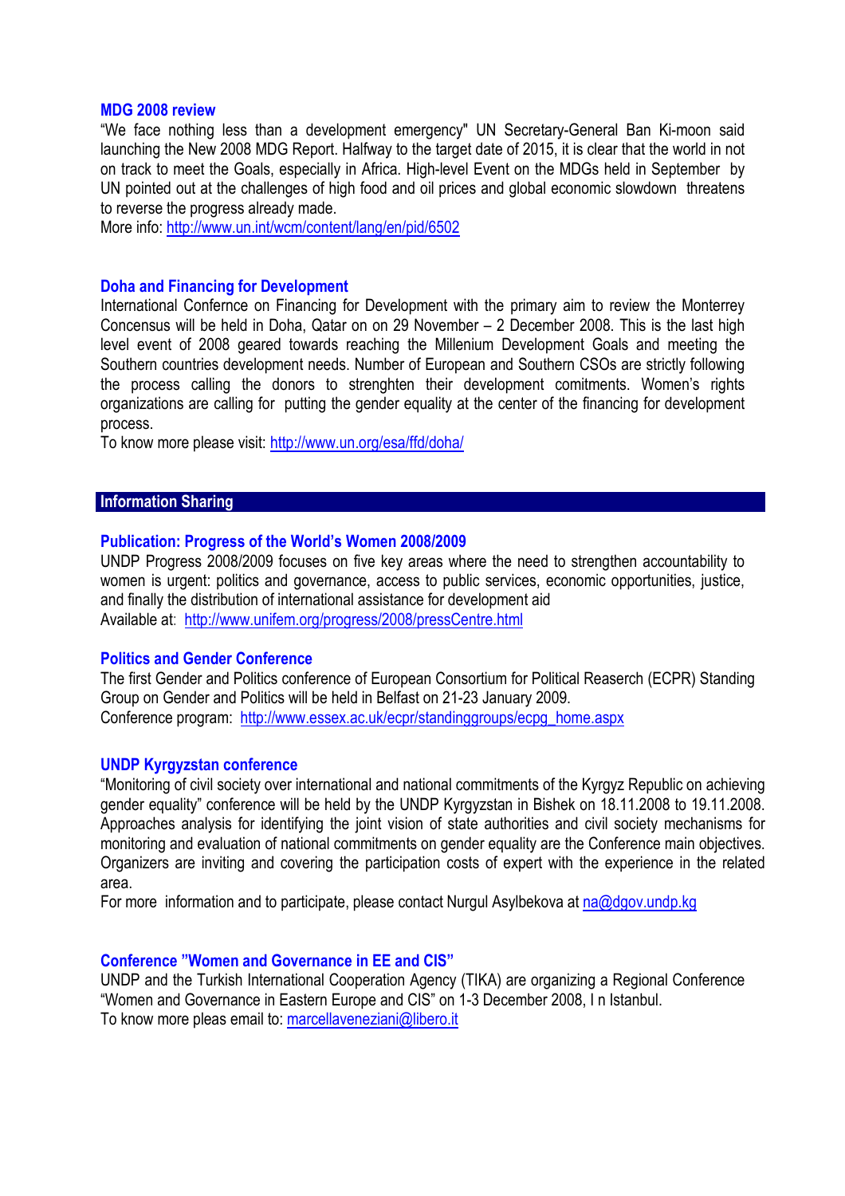### MDG 2008 review

“We face nothing less than a development emergency" UN Secretary-General Ban Ki-moon said launching the New 2008 MDG Report. Halfway to the target date of 2015, it is clear that the world in not on track to meet the Goals, especially in Africa. High-level Event on the MDGs held in September by UN pointed out at the challenges of high food and oil prices and global economic slowdown threatens to reverse the progress already made.
More info: http://www.un.int/wcm/content/lang/en/pid/6502

### Doha and Financing for Development

International Confernce on Financing for Development with the primary aim to review the Monterrey Concensus will be held in Doha, Qatar on on 29 November – 2 December 2008. This is the last high level event of 2008 geared towards reaching the Millenium Development Goals and meeting the Southern countries development needs. Number of European and Southern CSOs are strictly following the process calling the donors to strenghten their development comitments. Women’s rights organizations are calling for putting the gender equality at the center of the financing for development process.
To know more please visit: http://www.un.org/esa/ffd/doha/

## Information Sharing

### Publication: Progress of the World’s Women 2008/2009

UNDP Progress 2008/2009 focuses on five key areas where the need to strengthen accountability to women is urgent: politics and governance, access to public services, economic opportunities, justice, and finally the distribution of international assistance for development aid
Available at: http://www.unifem.org/progress/2008/pressCentre.html

### Politics and Gender Conference

The first Gender and Politics conference of European Consortium for Political Reaserch (ECPR) Standing Group on Gender and Politics will be held in Belfast on 21-23 January 2009.
Conference program: http://www.essex.ac.uk/ecpr/standinggroups/ecpg_home.aspx

### UNDP Kyrgyzstan conference

“Monitoring of civil society over international and national commitments of the Kyrgyz Republic on achieving gender equality” conference will be held by the UNDP Kyrgyzstan in Bishek on 18.11.2008 to 19.11.2008. Approaches analysis for identifying the joint vision of state authorities and civil society mechanisms for monitoring and evaluation of national commitments on gender equality are the Conference main objectives. Organizers are inviting and covering the participation costs of expert with the experience in the related area.
For more information and to participate, please contact Nurgul Asylbekova at na@dgov.undp.kg

### Conference ”Women and Governance in EE and CIS”

UNDP and the Turkish International Cooperation Agency (TIKA) are organizing a Regional Conference “Women and Governance in Eastern Europe and CIS” on 1-3 December 2008, I n Istanbul.
To know more pleas email to: marcellaveneziani@libero.it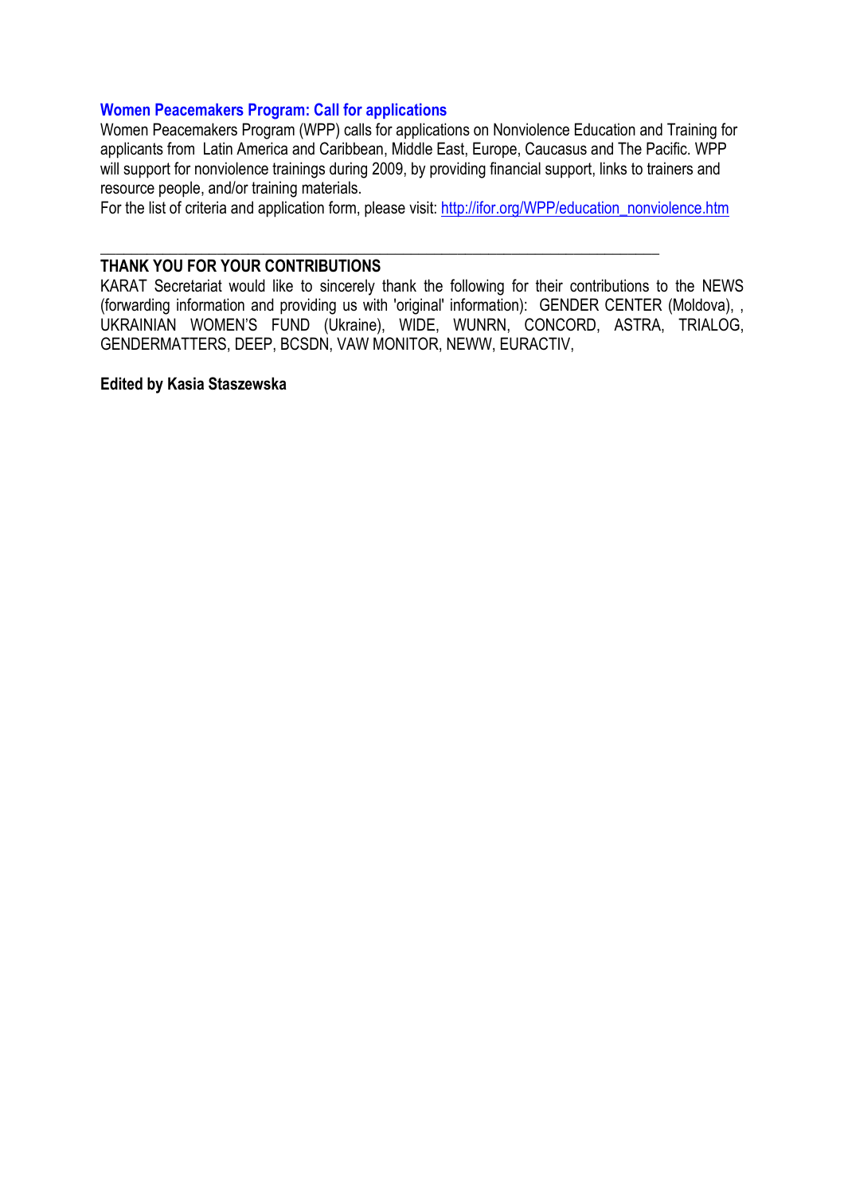### Women Peacemakers Program: Call for applications

Women Peacemakers Program (WPP) calls for applications on Nonviolence Education and Training for applicants from Latin America and Caribbean, Middle East, Europe, Caucasus and The Pacific. WPP will support for nonviolence trainings during 2009, by providing financial support, links to trainers and resource people, and/or training materials.

For the list of criteria and application form, please visit: http://ifor.org/WPP/education_nonviolence.htm

---

**THANK YOU FOR YOUR CONTRIBUTIONS**

KARAT Secretariat would like to sincerely thank the following for their contributions to the NEWS (forwarding information and providing us with 'original' information): GENDER CENTER (Moldova), , UKRAINIAN WOMEN'S FUND (Ukraine), WIDE, WUNRN, CONCORD, ASTRA, TRIALOG, GENDERMATTERS, DEEP, BCSDN, VAW MONITOR, NEWW, EURACTIV,

**Edited by Kasia Staszewska**